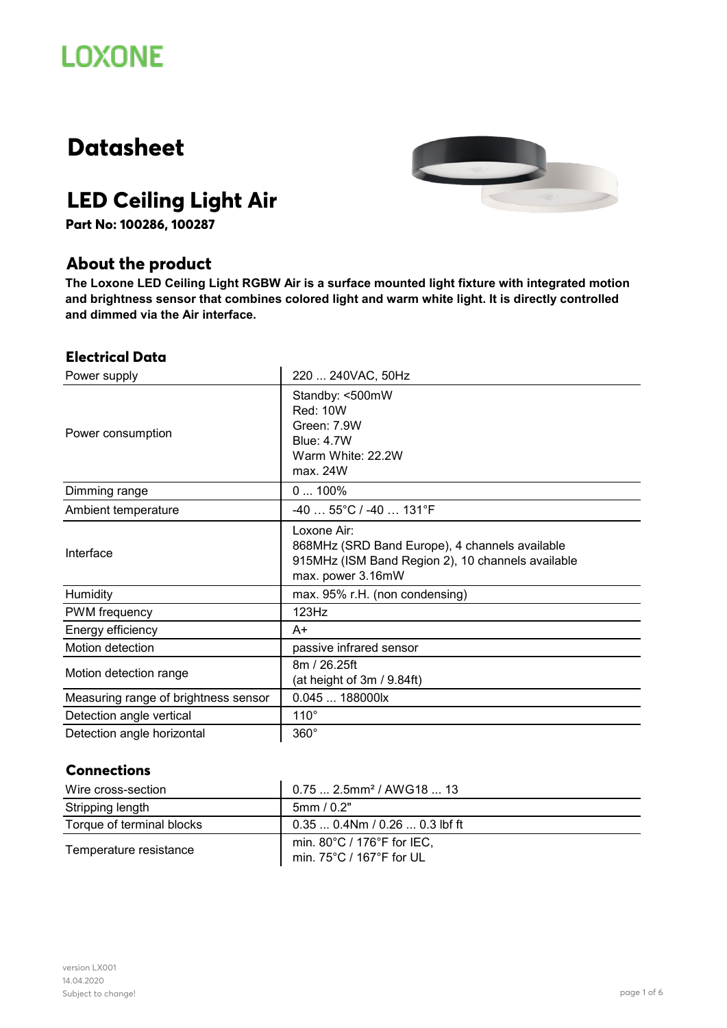LOXONE

# Datasheet

## LED Ceiling Light Air

**Part No: 100286, 100287**

### About the product

**The Loxone LED Ceiling Light RGBW Air is a surface mounted light fixture with integrated motion and brightness sensor that combines colored light and warm white light. It is directly controlled and dimmed via the Air interface.**

### Electrical Data

| | |
|---|---|
| Power supply | 220 ... 240VAC, 50Hz |
| Power consumption | Standby: <500mW<br>Red: 10W<br>Green: 7.9W<br>Blue: 4.7W<br>Warm White: 22.2W<br>max. 24W |
| Dimming range | 0 ... 100% |
| Ambient temperature | -40 … 55°C / -40 … 131°F |
| Interface | Loxone Air:<br>868MHz (SRD Band Europe), 4 channels available<br>915MHz (ISM Band Region 2), 10 channels available<br>max. power 3.16mW |
| Humidity | max. 95% r.H. (non condensing) |
| PWM frequency | 123Hz |
| Energy efficiency | A+ |
| Motion detection | passive infrared sensor |
| Motion detection range | 8m / 26.25ft<br>(at height of 3m / 9.84ft) |
| Measuring range of brightness sensor | 0.045 ... 188000lx |
| Detection angle vertical | 110° |
| Detection angle horizontal | 360° |

### Connections

| | |
|---|---|
| Wire cross-section | 0.75 ... 2.5mm² / AWG18 ... 13 |
| Stripping length | 5mm / 0.2" |
| Torque of terminal blocks | 0.35 ... 0.4Nm / 0.26 ... 0.3 lbf ft |
| Temperature resistance | min. 80°C / 176°F for IEC,<br>min. 75°C / 167°F for UL |

version LX001
14.04.2020
Subject to change!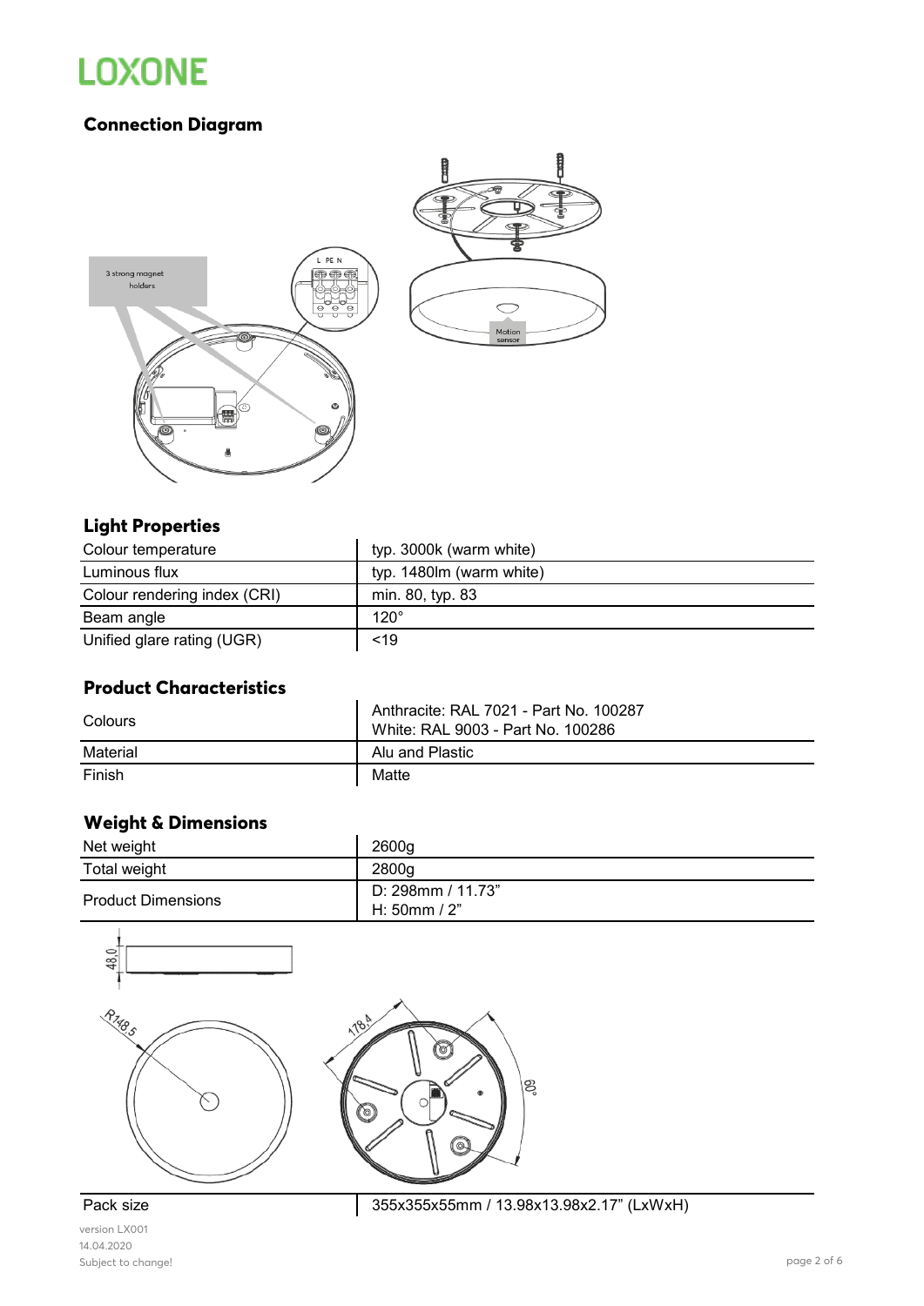## Connection Diagram

3 strong magnet holders

L PE N

Motion sensor

## Light Properties

| | |
|---|---|
| Colour temperature | typ. 3000k (warm white) |
| Luminous flux | typ. 1480lm (warm white) |
| Colour rendering index (CRI) | min. 80, typ. 83 |
| Beam angle | 120° |
| Unified glare rating (UGR) | <19 |

## Product Characteristics

| | |
|---|---|
| Colours | Anthracite: RAL 7021 - Part No. 100287<br>White: RAL 9003 - Part No. 100286 |
| Material | Alu and Plastic |
| Finish | Matte |

## Weight & Dimensions

| | |
|---|---|
| Net weight | 2600g |
| Total weight | 2800g |
| Product Dimensions | D: 298mm / 11.73"<br>H: 50mm / 2" |

48,0

R148,5

178,4

60°

| | |
|---|---|
| Pack size | 355x355x55mm / 13.98x13.98x2.17" (LxWxH) |

version LX001
14.04.2020
Subject to change!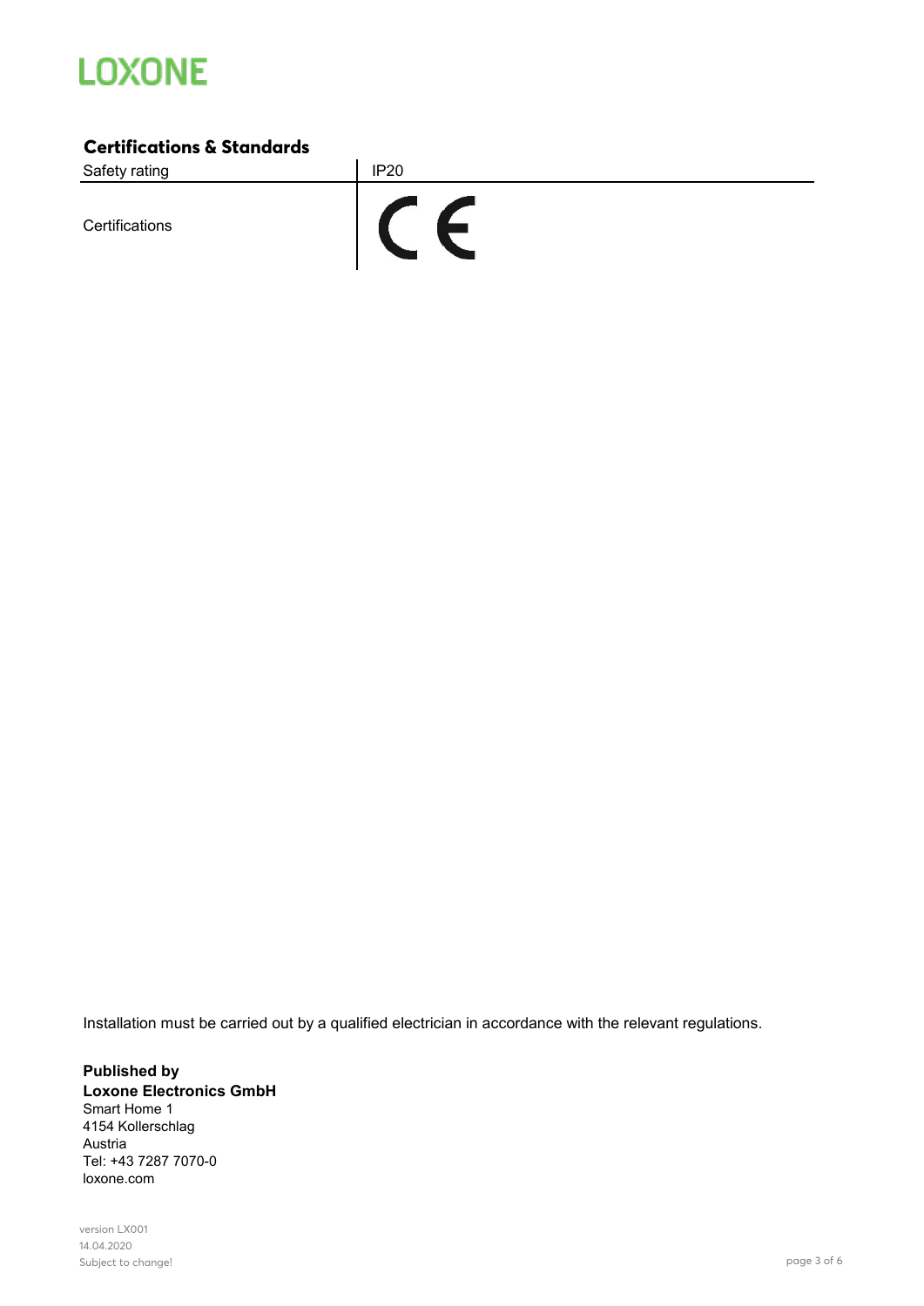## Certifications & Standards

| Safety rating | IP20 |
| --- | --- |
| Certifications | CE |

Installation must be carried out by a qualified electrician in accordance with the relevant regulations.

**Published by**
**Loxone Electronics GmbH**
Smart Home 1
4154 Kollerschlag
Austria
Tel: +43 7287 7070-0
loxone.com

version LX001
14.04.2020
Subject to change!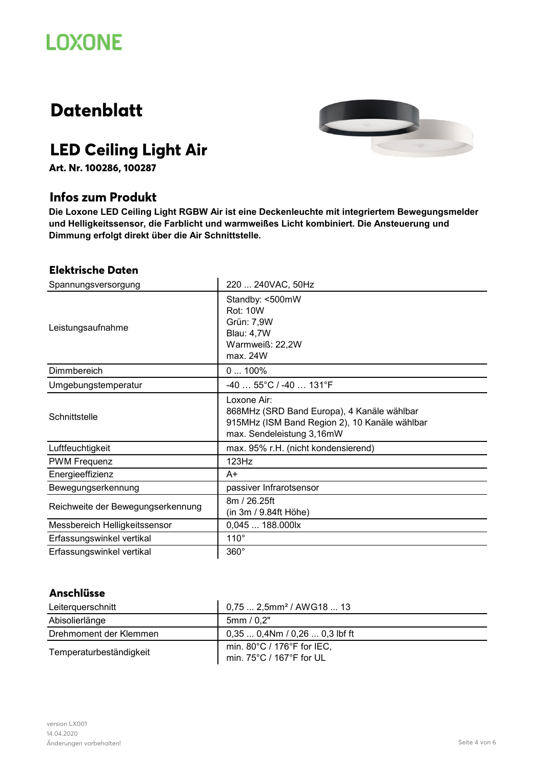LOXONE

# Datenblatt

## LED Ceiling Light Air

**Art. Nr. 100286, 100287**

### Infos zum Produkt

**Die Loxone LED Ceiling Light RGBW Air ist eine Deckenleuchte mit integriertem Bewegungsmelder und Helligkeitssensor, die Farblicht und warmweißes Licht kombiniert. Die Ansteuerung und Dimmung erfolgt direkt über die Air Schnittstelle.**

### Elektrische Daten

| | |
|---|---|
| Spannungsversorgung | 220 ... 240VAC, 50Hz |
| Leistungsaufnahme | Standby: <500mW<br>Rot: 10W<br>Grün: 7,9W<br>Blau: 4,7W<br>Warmweiß: 22,2W<br>max. 24W |
| Dimmbereich | 0 ... 100% |
| Umgebungstemperatur | -40 … 55°C / -40 … 131°F |
| Schnittstelle | Loxone Air:<br>868MHz (SRD Band Europa), 4 Kanäle wählbar<br>915MHz (ISM Band Region 2), 10 Kanäle wählbar<br>max. Sendeleistung 3,16mW |
| Luftfeuchtigkeit | max. 95% r.H. (nicht kondensierend) |
| PWM Frequenz | 123Hz |
| Energieeffizienz | A+ |
| Bewegungserkennung | passiver Infrarotsensor |
| Reichweite der Bewegungserkennung | 8m / 26.25ft<br>(in 3m / 9.84ft Höhe) |
| Messbereich Helligkeitssensor | 0,045 … 188.000lx |
| Erfassungswinkel vertikal | 110° |
| Erfassungswinkel vertikal | 360° |

### Anschlüsse

| | |
|---|---|
| Leiterquerschnitt | 0,75 ... 2,5mm² / AWG18 ... 13 |
| Abisolierlänge | 5mm / 0,2" |
| Drehmoment der Klemmen | 0,35 ... 0,4Nm / 0,26 ... 0,3 lbf ft |
| Temperaturbeständigkeit | min. 80°C / 176°F for IEC,<br>min. 75°C / 167°F for UL |

version LX001
14.04.2020
Änderungen vorbehalten!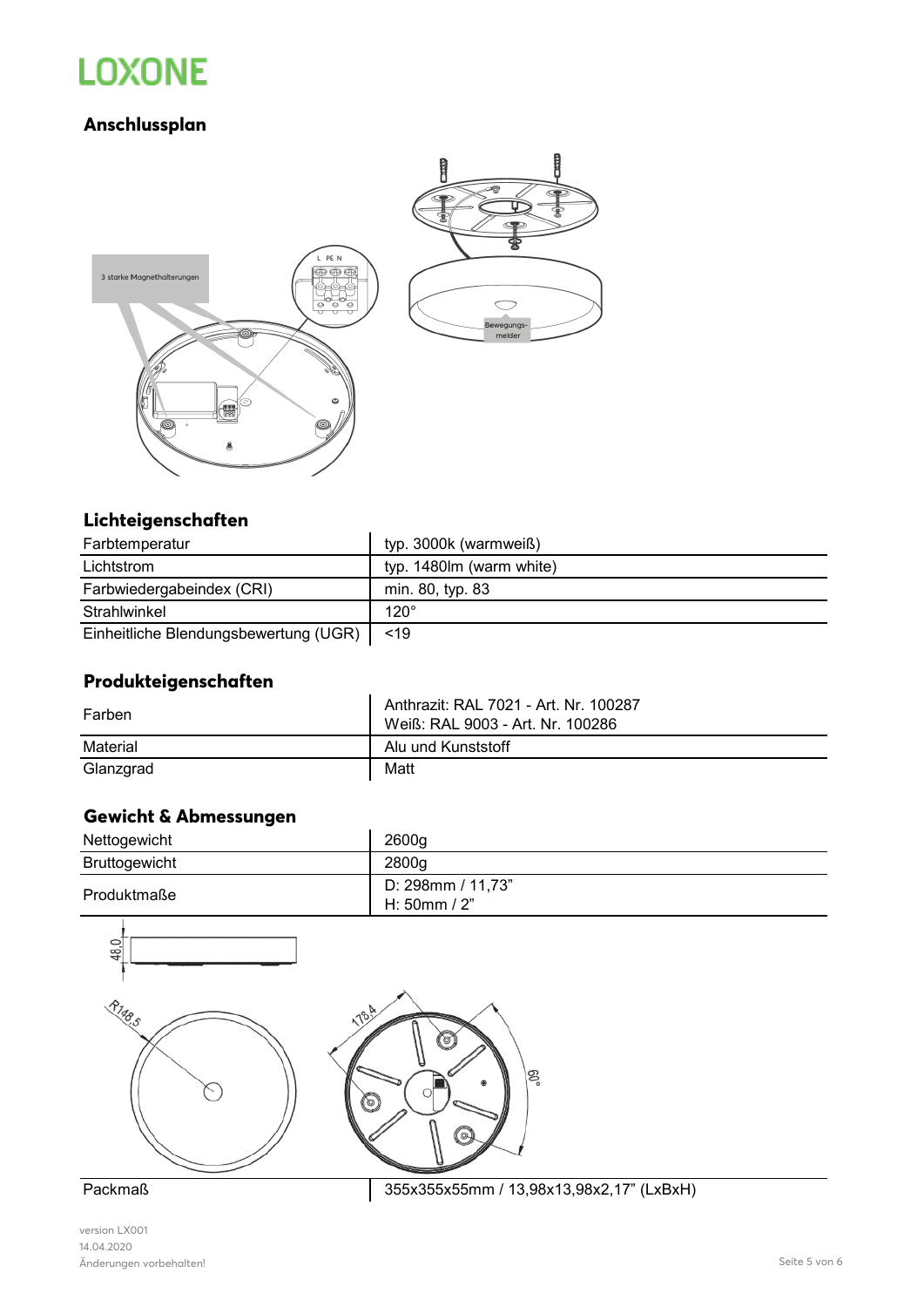## Anschlussplan

3 starke Magnethalterungen

L PE N

Bewegungsmelder

## Lichteigenschaften

| Farbtemperatur | typ. 3000k (warmweiß) |
|---|---|
| Lichtstrom | typ. 1480lm (warm white) |
| Farbwiedergabeindex (CRI) | min. 80, typ. 83 |
| Strahlwinkel | 120° |
| Einheitliche Blendungsbewertung (UGR) | <19 |

## Produkteigenschaften

| Farben | Anthrazit: RAL 7021 - Art. Nr. 100287<br>Weiß: RAL 9003 - Art. Nr. 100286 |
|---|---|
| Material | Alu und Kunststoff |
| Glanzgrad | Matt |

## Gewicht & Abmessungen

| Nettogewicht | 2600g |
|---|---|
| Bruttogewicht | 2800g |
| Produktmaße | D: 298mm / 11,73"<br>H: 50mm / 2" |

48,0

R148,5

178,4

60°

| Packmaß | 355x355x55mm / 13,98x13,98x2,17" (LxBxH) |
|---|---|

version LX001
14.04.2020
Änderungen vorbehalten!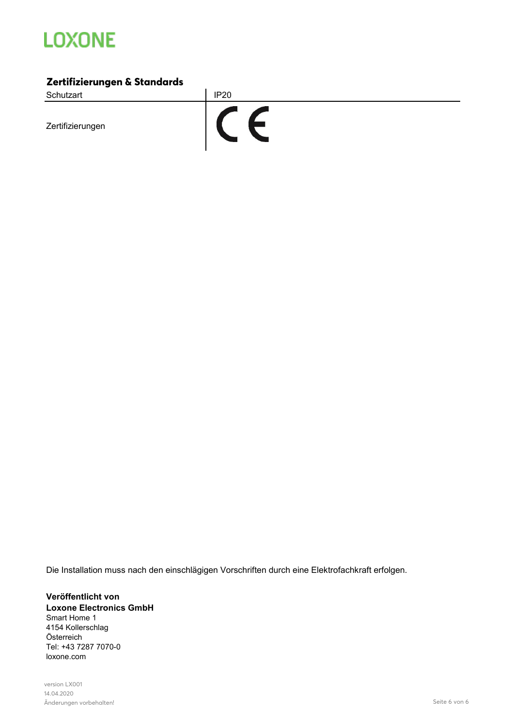## Zertifizierungen & Standards

| | |
|---|---|
| Schutzart | IP20 |
| Zertifizierungen | CE |

Die Installation muss nach den einschlägigen Vorschriften durch eine Elektrofachkraft erfolgen.

**Veröffentlicht von**
**Loxone Electronics GmbH**
Smart Home 1
4154 Kollerschlag
Österreich
Tel: +43 7287 7070-0
loxone.com

version LX001
14.04.2020
Änderungen vorbehalten!